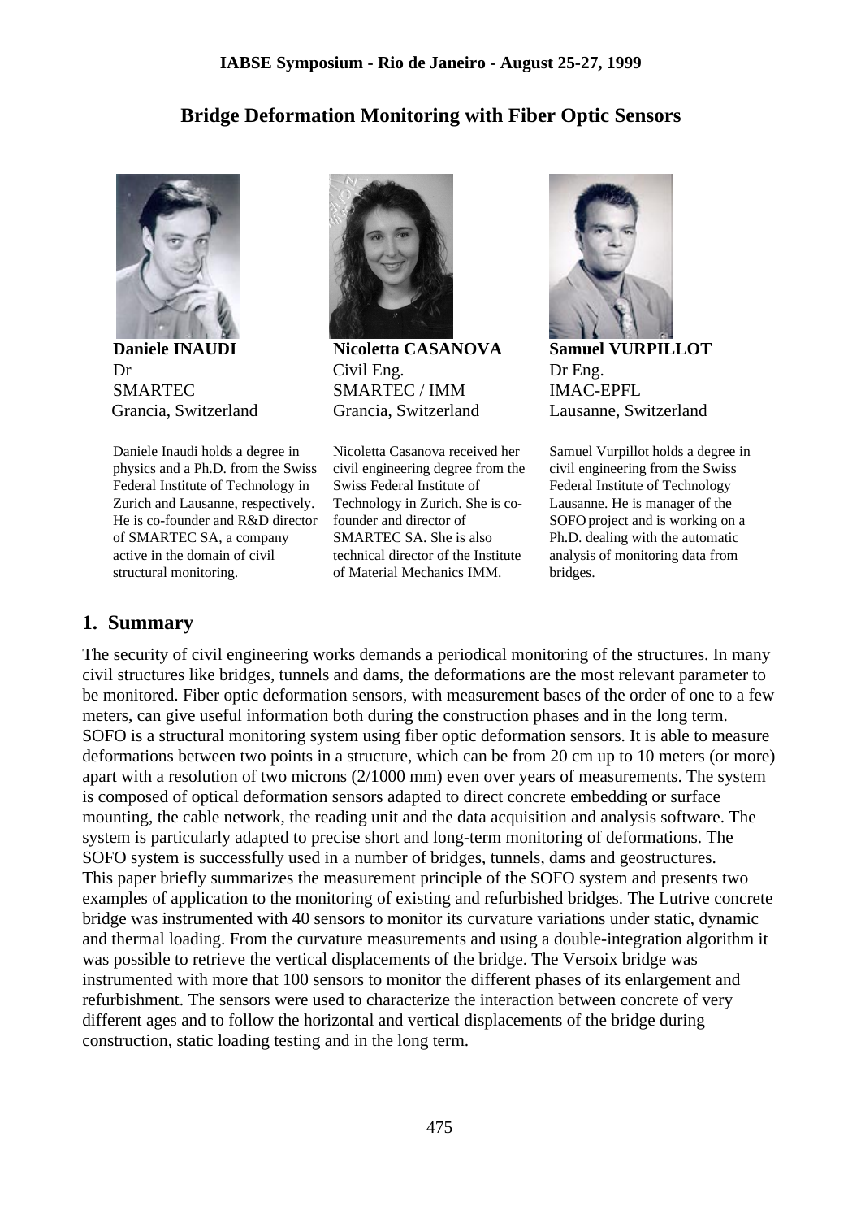IABSE Symposium - Rio de Janeiro - August 25-27, 1999

# Bridge Deformation Monitoring with Fiber Optic Sensors

**Daniele INAUDI**
Dr
SMARTEC
Grancia, Switzerland

Daniele Inaudi holds a degree in physics and a Ph.D. from the Swiss Federal Institute of Technology in Zurich and Lausanne, respectively. He is co-founder and R&D director of SMARTEC SA, a company active in the domain of civil structural monitoring.

**Nicoletta CASANOVA**
Civil Eng.
SMARTEC / IMM
Grancia, Switzerland

Nicoletta Casanova received her civil engineering degree from the Swiss Federal Institute of Technology in Zurich. She is co-founder and director of SMARTEC SA. She is also technical director of the Institute of Material Mechanics IMM.

**Samuel VURPILLOT**
Dr Eng.
IMAC-EPFL
Lausanne, Switzerland

Samuel Vurpillot holds a degree in civil engineering from the Swiss Federal Institute of Technology Lausanne. He is manager of the SOFO project and is working on a Ph.D. dealing with the automatic analysis of monitoring data from bridges.

## 1. Summary

The security of civil engineering works demands a periodical monitoring of the structures. In many civil structures like bridges, tunnels and dams, the deformations are the most relevant parameter to be monitored. Fiber optic deformation sensors, with measurement bases of the order of one to a few meters, can give useful information both during the construction phases and in the long term. SOFO is a structural monitoring system using fiber optic deformation sensors. It is able to measure deformations between two points in a structure, which can be from 20 cm up to 10 meters (or more) apart with a resolution of two microns (2/1000 mm) even over years of measurements. The system is composed of optical deformation sensors adapted to direct concrete embedding or surface mounting, the cable network, the reading unit and the data acquisition and analysis software. The system is particularly adapted to precise short and long-term monitoring of deformations. The SOFO system is successfully used in a number of bridges, tunnels, dams and geostructures.
This paper briefly summarizes the measurement principle of the SOFO system and presents two examples of application to the monitoring of existing and refurbished bridges. The Lutrive concrete bridge was instrumented with 40 sensors to monitor its curvature variations under static, dynamic and thermal loading. From the curvature measurements and using a double-integration algorithm it was possible to retrieve the vertical displacements of the bridge. The Versoix bridge was instrumented with more that 100 sensors to monitor the different phases of its enlargement and refurbishment. The sensors were used to characterize the interaction between concrete of very different ages and to follow the horizontal and vertical displacements of the bridge during construction, static loading testing and in the long term.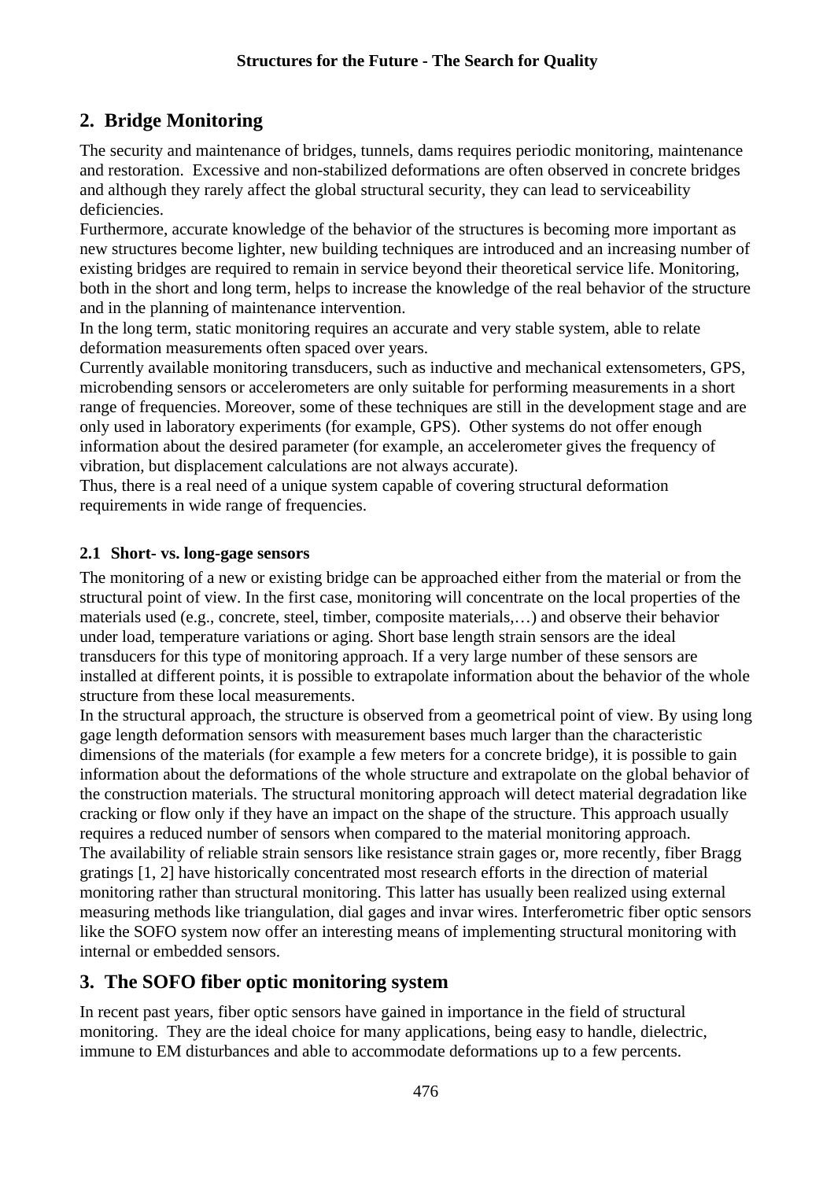## 2. Bridge Monitoring

The security and maintenance of bridges, tunnels, dams requires periodic monitoring, maintenance and restoration. Excessive and non-stabilized deformations are often observed in concrete bridges and although they rarely affect the global structural security, they can lead to serviceability deficiencies.
Furthermore, accurate knowledge of the behavior of the structures is becoming more important as new structures become lighter, new building techniques are introduced and an increasing number of existing bridges are required to remain in service beyond their theoretical service life. Monitoring, both in the short and long term, helps to increase the knowledge of the real behavior of the structure and in the planning of maintenance intervention.
In the long term, static monitoring requires an accurate and very stable system, able to relate deformation measurements often spaced over years.
Currently available monitoring transducers, such as inductive and mechanical extensometers, GPS, microbending sensors or accelerometers are only suitable for performing measurements in a short range of frequencies. Moreover, some of these techniques are still in the development stage and are only used in laboratory experiments (for example, GPS). Other systems do not offer enough information about the desired parameter (for example, an accelerometer gives the frequency of vibration, but displacement calculations are not always accurate).
Thus, there is a real need of a unique system capable of covering structural deformation requirements in wide range of frequencies.

### 2.1 Short- vs. long-gage sensors

The monitoring of a new or existing bridge can be approached either from the material or from the structural point of view. In the first case, monitoring will concentrate on the local properties of the materials used (e.g., concrete, steel, timber, composite materials,…) and observe their behavior under load, temperature variations or aging. Short base length strain sensors are the ideal transducers for this type of monitoring approach. If a very large number of these sensors are installed at different points, it is possible to extrapolate information about the behavior of the whole structure from these local measurements.
In the structural approach, the structure is observed from a geometrical point of view. By using long gage length deformation sensors with measurement bases much larger than the characteristic dimensions of the materials (for example a few meters for a concrete bridge), it is possible to gain information about the deformations of the whole structure and extrapolate on the global behavior of the construction materials. The structural monitoring approach will detect material degradation like cracking or flow only if they have an impact on the shape of the structure. This approach usually requires a reduced number of sensors when compared to the material monitoring approach.
The availability of reliable strain sensors like resistance strain gages or, more recently, fiber Bragg gratings [1, 2] have historically concentrated most research efforts in the direction of material monitoring rather than structural monitoring. This latter has usually been realized using external measuring methods like triangulation, dial gages and invar wires. Interferometric fiber optic sensors like the SOFO system now offer an interesting means of implementing structural monitoring with internal or embedded sensors.

## 3. The SOFO fiber optic monitoring system

In recent past years, fiber optic sensors have gained in importance in the field of structural monitoring. They are the ideal choice for many applications, being easy to handle, dielectric, immune to EM disturbances and able to accommodate deformations up to a few percents.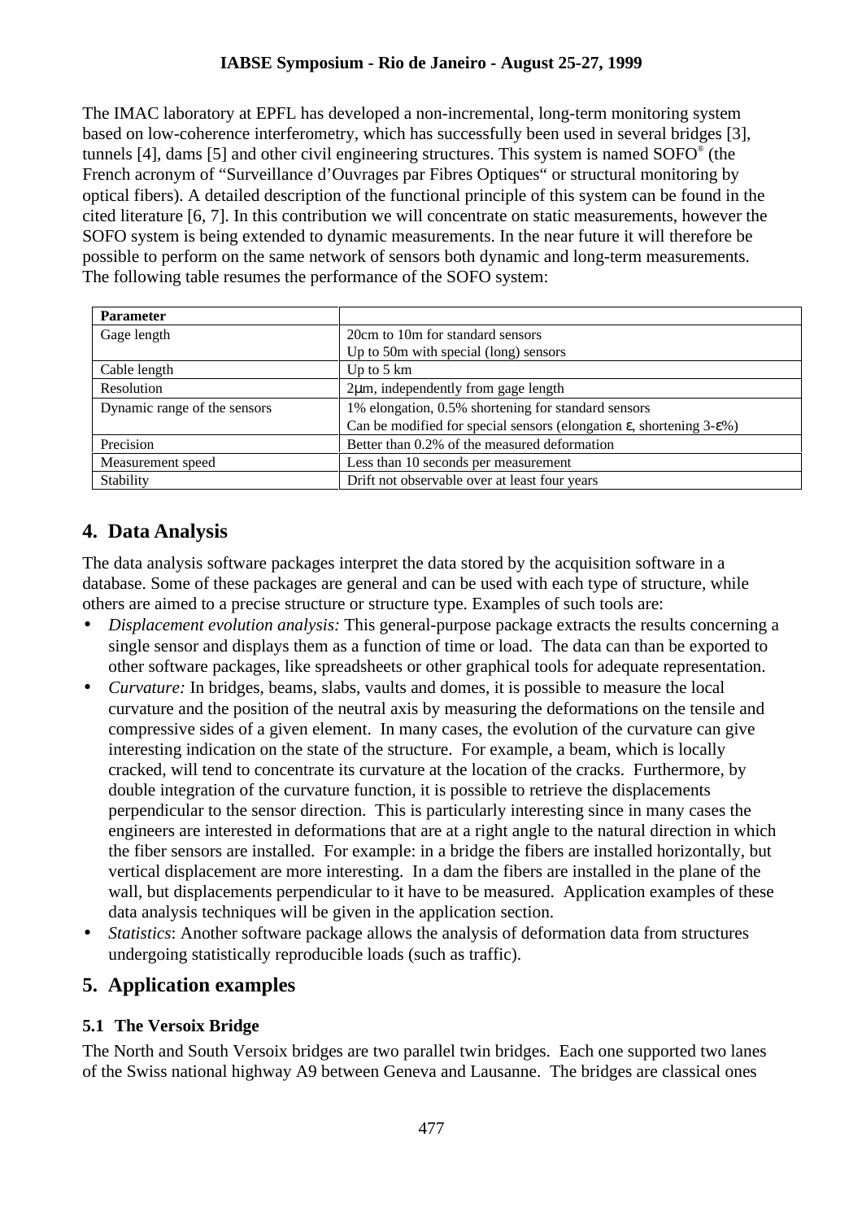The IMAC laboratory at EPFL has developed a non-incremental, long-term monitoring system based on low-coherence interferometry, which has successfully been used in several bridges [3], tunnels [4], dams [5] and other civil engineering structures. This system is named SOFO® (the French acronym of "Surveillance d'Ouvrages par Fibres Optiques" or structural monitoring by optical fibers). A detailed description of the functional principle of this system can be found in the cited literature [6, 7]. In this contribution we will concentrate on static measurements, however the SOFO system is being extended to dynamic measurements. In the near future it will therefore be possible to perform on the same network of sensors both dynamic and long-term measurements. The following table resumes the performance of the SOFO system:

| **Parameter** | |
|---|---|
| Gage length | 20cm to 10m for standard sensors<br>Up to 50m with special (long) sensors |
| Cable length | Up to 5 km |
| Resolution | 2μm, independently from gage length |
| Dynamic range of the sensors | 1% elongation, 0.5% shortening for standard sensors<br>Can be modified for special sensors (elongation $\varepsilon$, shortening 3-$\varepsilon$%) |
| Precision | Better than 0.2% of the measured deformation |
| Measurement speed | Less than 10 seconds per measurement |
| Stability | Drift not observable over at least four years |

## 4. Data Analysis

The data analysis software packages interpret the data stored by the acquisition software in a database. Some of these packages are general and can be used with each type of structure, while others are aimed to a precise structure or structure type. Examples of such tools are:

- *Displacement evolution analysis:* This general-purpose package extracts the results concerning a single sensor and displays them as a function of time or load. The data can than be exported to other software packages, like spreadsheets or other graphical tools for adequate representation.
- *Curvature:* In bridges, beams, slabs, vaults and domes, it is possible to measure the local curvature and the position of the neutral axis by measuring the deformations on the tensile and compressive sides of a given element. In many cases, the evolution of the curvature can give interesting indication on the state of the structure. For example, a beam, which is locally cracked, will tend to concentrate its curvature at the location of the cracks. Furthermore, by double integration of the curvature function, it is possible to retrieve the displacements perpendicular to the sensor direction. This is particularly interesting since in many cases the engineers are interested in deformations that are at a right angle to the natural direction in which the fiber sensors are installed. For example: in a bridge the fibers are installed horizontally, but vertical displacement are more interesting. In a dam the fibers are installed in the plane of the wall, but displacements perpendicular to it have to be measured. Application examples of these data analysis techniques will be given in the application section.
- *Statistics*: Another software package allows the analysis of deformation data from structures undergoing statistically reproducible loads (such as traffic).

## 5. Application examples

### 5.1 The Versoix Bridge

The North and South Versoix bridges are two parallel twin bridges. Each one supported two lanes of the Swiss national highway A9 between Geneva and Lausanne. The bridges are classical ones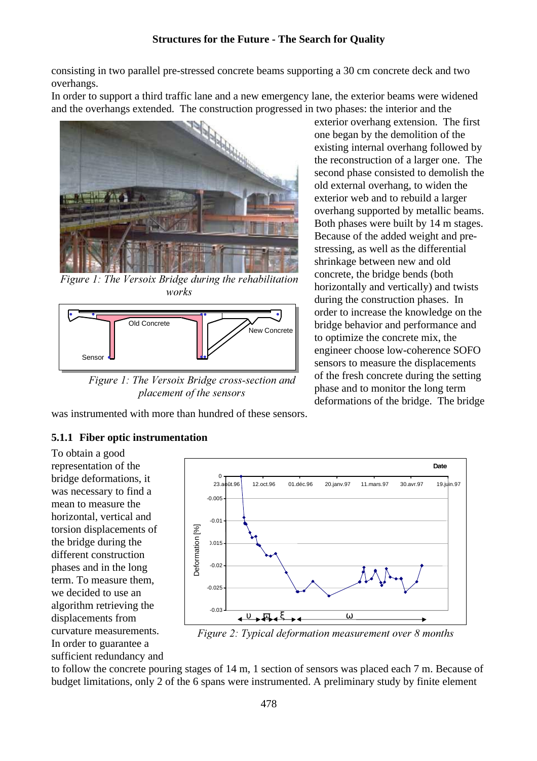consisting in two parallel pre-stressed concrete beams supporting a 30 cm concrete deck and two overhangs.

In order to support a third traffic lane and a new emergency lane, the exterior beams were widened and the overhangs extended. The construction progressed in two phases: the interior and the exterior overhang extension. The first one began by the demolition of the existing internal overhang followed by the reconstruction of a larger one. The second phase consisted to demolish the old external overhang, to widen the exterior web and to rebuild a larger overhang supported by metallic beams. Both phases were built by 14 m stages. Because of the added weight and pre-stressing, as well as the differential shrinkage between new and old concrete, the bridge bends (both horizontally and vertically) and twists during the construction phases. In order to increase the knowledge on the bridge behavior and performance and to optimize the concrete mix, the engineer choose low-coherence SOFO sensors to measure the displacements of the fresh concrete during the setting phase and to monitor the long term deformations of the bridge. The bridge was instrumented with more than hundred of these sensors.

*Figure 1: The Versoix Bridge during the rehabilitation works*

*Figure 1: The Versoix Bridge cross-section and placement of the sensors*

### 5.1.1 Fiber optic instrumentation

To obtain a good representation of the bridge deformations, it was necessary to find a mean to measure the horizontal, vertical and torsion displacements of the bridge during the different construction phases and in the long term. To measure them, we decided to use an algorithm retrieving the displacements from curvature measurements. In order to guarantee a sufficient redundancy and to follow the concrete pouring stages of 14 m, 1 section of sensors was placed each 7 m. Because of budget limitations, only 2 of the 6 spans were instrumented. A preliminary study by finite element

*Figure 2: Typical deformation measurement over 8 months*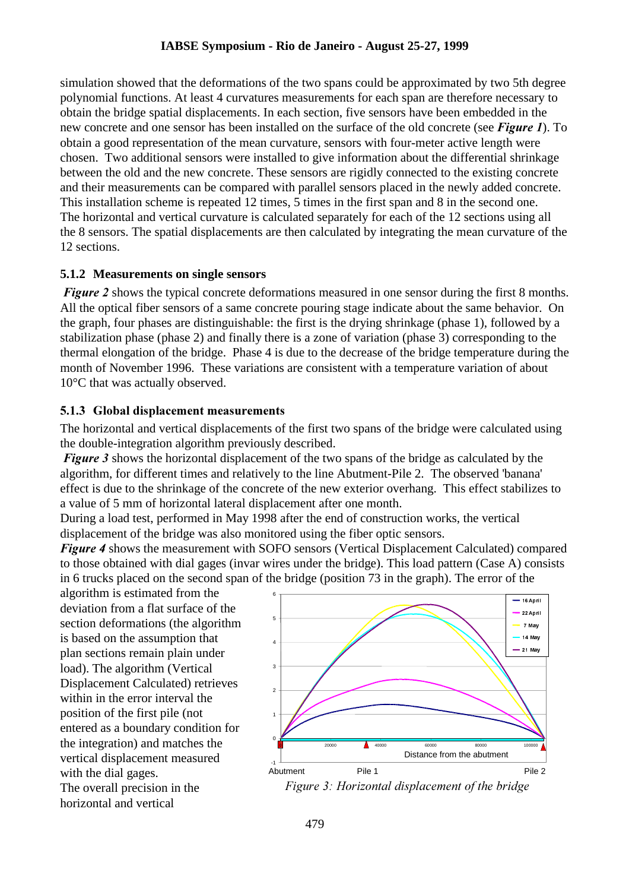simulation showed that the deformations of the two spans could be approximated by two 5th degree polynomial functions. At least 4 curvatures measurements for each span are therefore necessary to obtain the bridge spatial displacements. In each section, five sensors have been embedded in the new concrete and one sensor has been installed on the surface of the old concrete (see ***Figure 1***). To obtain a good representation of the mean curvature, sensors with four-meter active length were chosen. Two additional sensors were installed to give information about the differential shrinkage between the old and the new concrete. These sensors are rigidly connected to the existing concrete and their measurements can be compared with parallel sensors placed in the newly added concrete. This installation scheme is repeated 12 times, 5 times in the first span and 8 in the second one. The horizontal and vertical curvature is calculated separately for each of the 12 sections using all the 8 sensors. The spatial displacements are then calculated by integrating the mean curvature of the 12 sections.

### 5.1.2 Measurements on single sensors

***Figure 2*** shows the typical concrete deformations measured in one sensor during the first 8 months. All the optical fiber sensors of a same concrete pouring stage indicate about the same behavior. On the graph, four phases are distinguishable: the first is the drying shrinkage (phase 1), followed by a stabilization phase (phase 2) and finally there is a zone of variation (phase 3) corresponding to the thermal elongation of the bridge. Phase 4 is due to the decrease of the bridge temperature during the month of November 1996. These variations are consistent with a temperature variation of about 10°C that was actually observed.

### 5.1.3 Global displacement measurements

The horizontal and vertical displacements of the first two spans of the bridge were calculated using the double-integration algorithm previously described.

***Figure 3*** shows the horizontal displacement of the two spans of the bridge as calculated by the algorithm, for different times and relatively to the line Abutment-Pile 2. The observed 'banana' effect is due to the shrinkage of the concrete of the new exterior overhang. This effect stabilizes to a value of 5 mm of horizontal lateral displacement after one month.

During a load test, performed in May 1998 after the end of construction works, the vertical displacement of the bridge was also monitored using the fiber optic sensors.

***Figure 4*** shows the measurement with SOFO sensors (Vertical Displacement Calculated) compared to those obtained with dial gages (invar wires under the bridge). This load pattern (Case A) consists in 6 trucks placed on the second span of the bridge (position 73 in the graph). The error of the algorithm is estimated from the deviation from a flat surface of the section deformations (the algorithm is based on the assumption that plan sections remain plain under load). The algorithm (Vertical Displacement Calculated) retrieves within in the error interval the position of the first pile (not entered as a boundary condition for the integration) and matches the vertical displacement measured with the dial gages.

The overall precision in the horizontal and vertical

*Figure 3: Horizontal displacement of the bridge*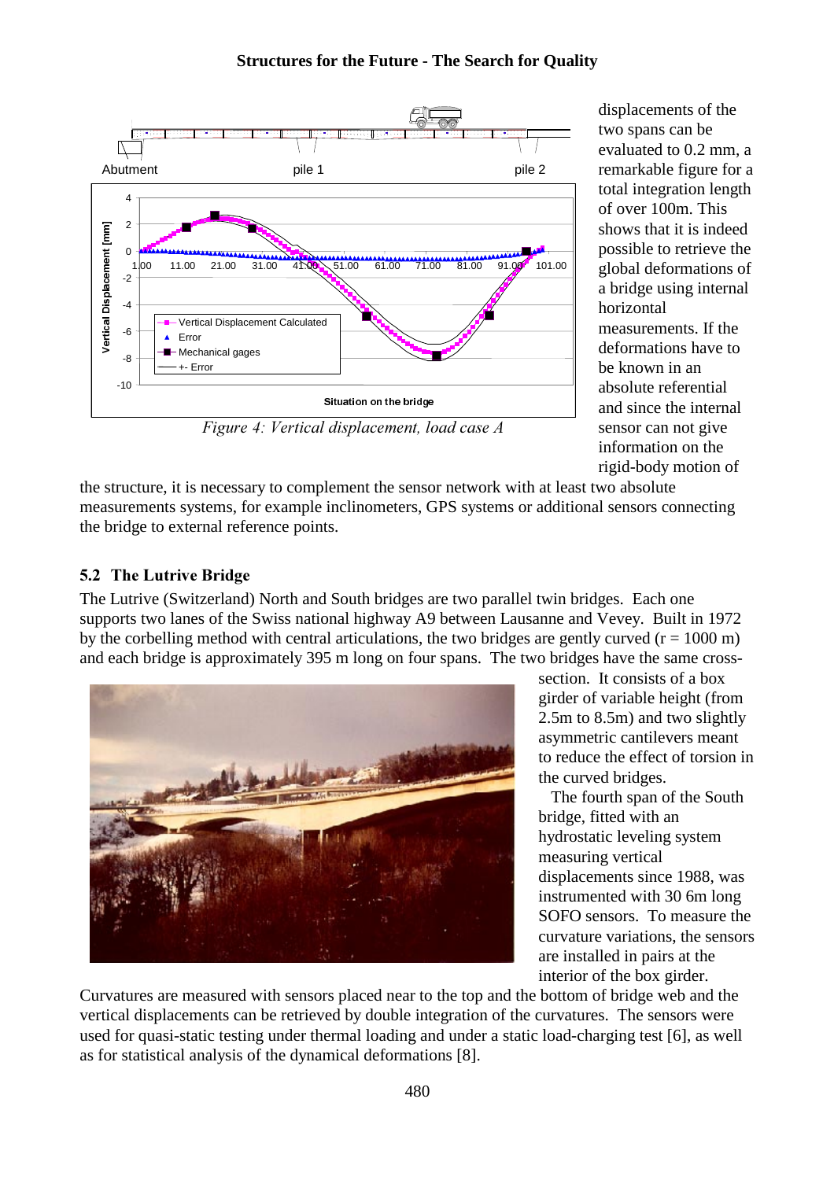Figure 4: Vertical displacement, load case A

displacements of the two spans can be evaluated to 0.2 mm, a remarkable figure for a total integration length of over 100m. This shows that it is indeed possible to retrieve the global deformations of a bridge using internal horizontal measurements. If the deformations have to be known in an absolute referential and since the internal sensor can not give information on the rigid-body motion of the structure, it is necessary to complement the sensor network with at least two absolute measurements systems, for example inclinometers, GPS systems or additional sensors connecting the bridge to external reference points.

## 5.2 The Lutrive Bridge

The Lutrive (Switzerland) North and South bridges are two parallel twin bridges. Each one supports two lanes of the Swiss national highway A9 between Lausanne and Vevey. Built in 1972 by the corbelling method with central articulations, the two bridges are gently curved (r = 1000 m) and each bridge is approximately 395 m long on four spans. The two bridges have the same cross-section. It consists of a box girder of variable height (from 2.5m to 8.5m) and two slightly asymmetric cantilevers meant to reduce the effect of torsion in the curved bridges.

The fourth span of the South bridge, fitted with an hydrostatic leveling system measuring vertical displacements since 1988, was instrumented with 30 6m long SOFO sensors. To measure the curvature variations, the sensors are installed in pairs at the interior of the box girder. Curvatures are measured with sensors placed near to the top and the bottom of bridge web and the vertical displacements can be retrieved by double integration of the curvatures. The sensors were used for quasi-static testing under thermal loading and under a static load-charging test [6], as well as for statistical analysis of the dynamical deformations [8].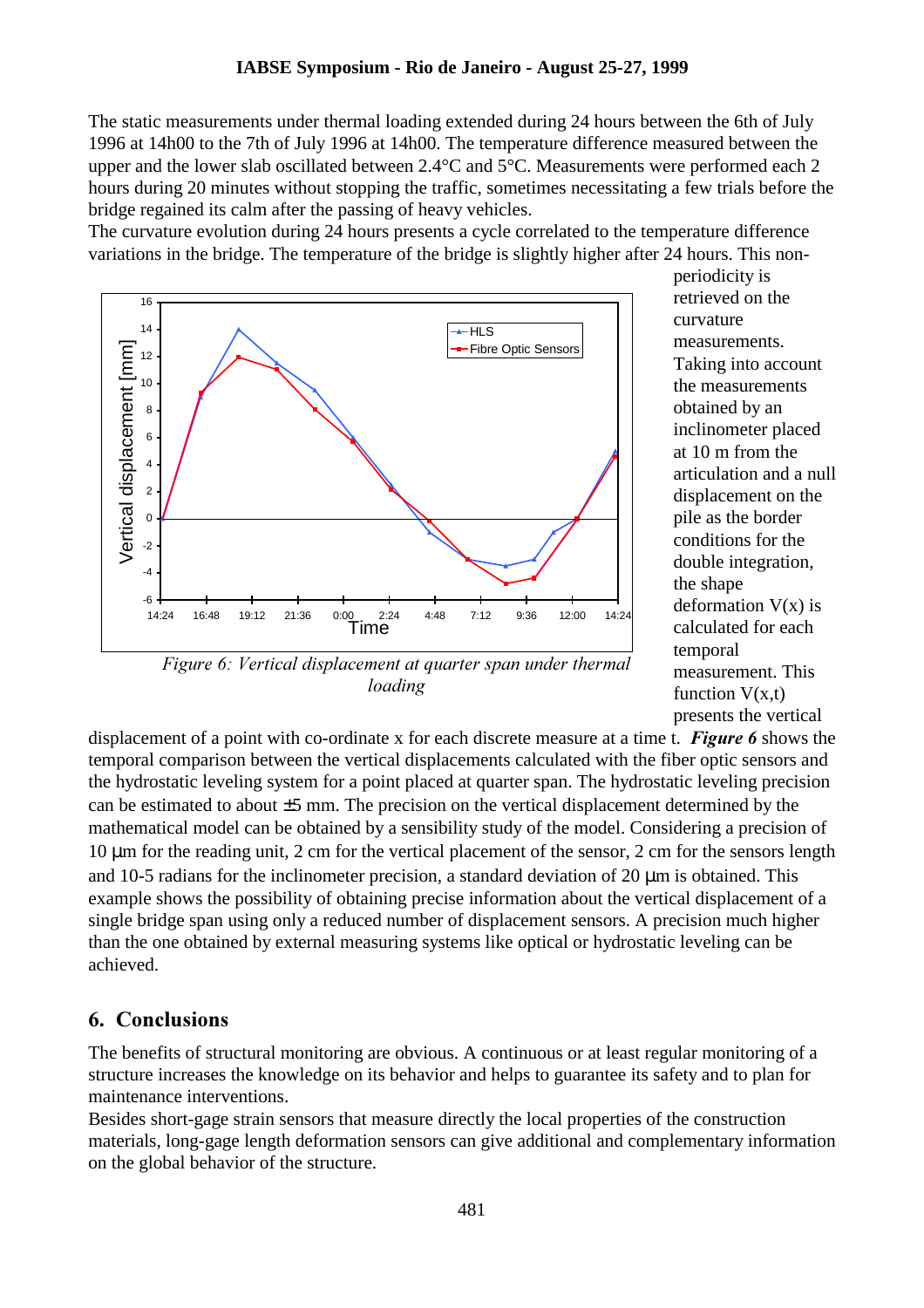The static measurements under thermal loading extended during 24 hours between the 6th of July 1996 at 14h00 to the 7th of July 1996 at 14h00. The temperature difference measured between the upper and the lower slab oscillated between 2.4°C and 5°C. Measurements were performed each 2 hours during 20 minutes without stopping the traffic, sometimes necessitating a few trials before the bridge regained its calm after the passing of heavy vehicles.

The curvature evolution during 24 hours presents a cycle correlated to the temperature difference variations in the bridge. The temperature of the bridge is slightly higher after 24 hours. This non-periodicity is retrieved on the curvature measurements. Taking into account the measurements obtained by an inclinometer placed at 10 m from the articulation and a null displacement on the pile as the border conditions for the double integration, the shape deformation V(x) is calculated for each temporal measurement. This function V(x,t) presents the vertical displacement of a point with co-ordinate x for each discrete measure at a time t. ***Figure 6*** shows the temporal comparison between the vertical displacements calculated with the fiber optic sensors and the hydrostatic leveling system for a point placed at quarter span. The hydrostatic leveling precision can be estimated to about ±5 mm. The precision on the vertical displacement determined by the mathematical model can be obtained by a sensibility study of the model. Considering a precision of 10 μm for the reading unit, 2 cm for the vertical placement of the sensor, 2 cm for the sensors length and 10-5 radians for the inclinometer precision, a standard deviation of 20 μm is obtained. This example shows the possibility of obtaining precise information about the vertical displacement of a single bridge span using only a reduced number of displacement sensors. A precision much higher than the one obtained by external measuring systems like optical or hydrostatic leveling can be achieved.

*Figure 6: Vertical displacement at quarter span under thermal loading*

## 6. Conclusions

The benefits of structural monitoring are obvious. A continuous or at least regular monitoring of a structure increases the knowledge on its behavior and helps to guarantee its safety and to plan for maintenance interventions.

Besides short-gage strain sensors that measure directly the local properties of the construction materials, long-gage length deformation sensors can give additional and complementary information on the global behavior of the structure.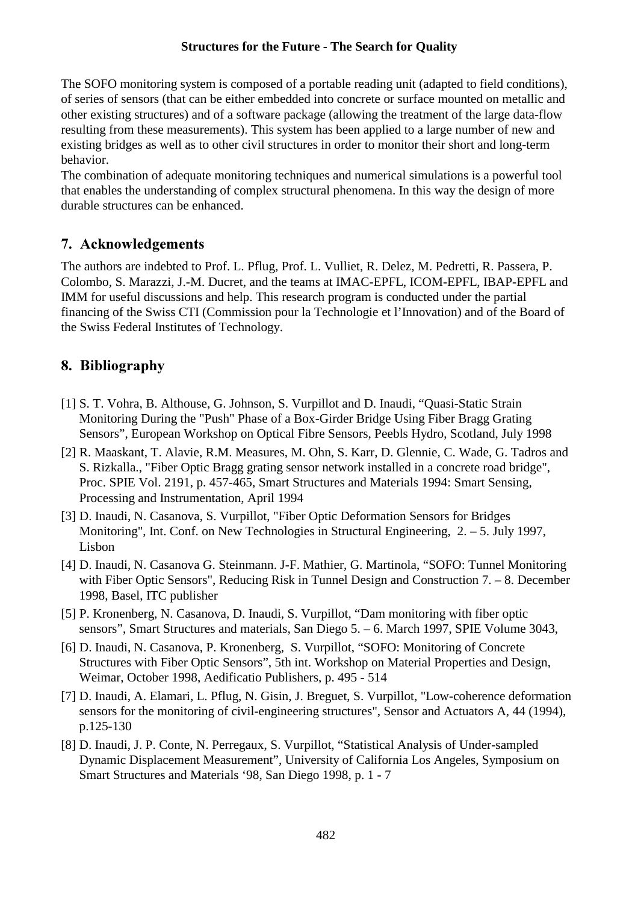The SOFO monitoring system is composed of a portable reading unit (adapted to field conditions), of series of sensors (that can be either embedded into concrete or surface mounted on metallic and other existing structures) and of a software package (allowing the treatment of the large data-flow resulting from these measurements). This system has been applied to a large number of new and existing bridges as well as to other civil structures in order to monitor their short and long-term behavior.

The combination of adequate monitoring techniques and numerical simulations is a powerful tool that enables the understanding of complex structural phenomena. In this way the design of more durable structures can be enhanced.

## 7. Acknowledgements

The authors are indebted to Prof. L. Pflug, Prof. L. Vulliet, R. Delez, M. Pedretti, R. Passera, P. Colombo, S. Marazzi, J.-M. Ducret, and the teams at IMAC-EPFL, ICOM-EPFL, IBAP-EPFL and IMM for useful discussions and help. This research program is conducted under the partial financing of the Swiss CTI (Commission pour la Technologie et l'Innovation) and of the Board of the Swiss Federal Institutes of Technology.

## 8. Bibliography

[1] S. T. Vohra, B. Althouse, G. Johnson, S. Vurpillot and D. Inaudi, "Quasi-Static Strain Monitoring During the "Push" Phase of a Box-Girder Bridge Using Fiber Bragg Grating Sensors", European Workshop on Optical Fibre Sensors, Peebls Hydro, Scotland, July 1998

[2] R. Maaskant, T. Alavie, R.M. Measures, M. Ohn, S. Karr, D. Glennie, C. Wade, G. Tadros and S. Rizkalla., "Fiber Optic Bragg grating sensor network installed in a concrete road bridge", Proc. SPIE Vol. 2191, p. 457-465, Smart Structures and Materials 1994: Smart Sensing, Processing and Instrumentation, April 1994

[3] D. Inaudi, N. Casanova, S. Vurpillot, "Fiber Optic Deformation Sensors for Bridges Monitoring", Int. Conf. on New Technologies in Structural Engineering, 2. – 5. July 1997, Lisbon

[4] D. Inaudi, N. Casanova G. Steinmann. J-F. Mathier, G. Martinola, "SOFO: Tunnel Monitoring with Fiber Optic Sensors", Reducing Risk in Tunnel Design and Construction 7. – 8. December 1998, Basel, ITC publisher

[5] P. Kronenberg, N. Casanova, D. Inaudi, S. Vurpillot, "Dam monitoring with fiber optic sensors", Smart Structures and materials, San Diego 5. – 6. March 1997, SPIE Volume 3043,

[6] D. Inaudi, N. Casanova, P. Kronenberg, S. Vurpillot, "SOFO: Monitoring of Concrete Structures with Fiber Optic Sensors", 5th int. Workshop on Material Properties and Design, Weimar, October 1998, Aedificatio Publishers, p. 495 - 514

[7] D. Inaudi, A. Elamari, L. Pflug, N. Gisin, J. Breguet, S. Vurpillot, "Low-coherence deformation sensors for the monitoring of civil-engineering structures", Sensor and Actuators A, 44 (1994), p.125-130

[8] D. Inaudi, J. P. Conte, N. Perregaux, S. Vurpillot, "Statistical Analysis of Under-sampled Dynamic Displacement Measurement", University of California Los Angeles, Symposium on Smart Structures and Materials '98, San Diego 1998, p. 1 - 7